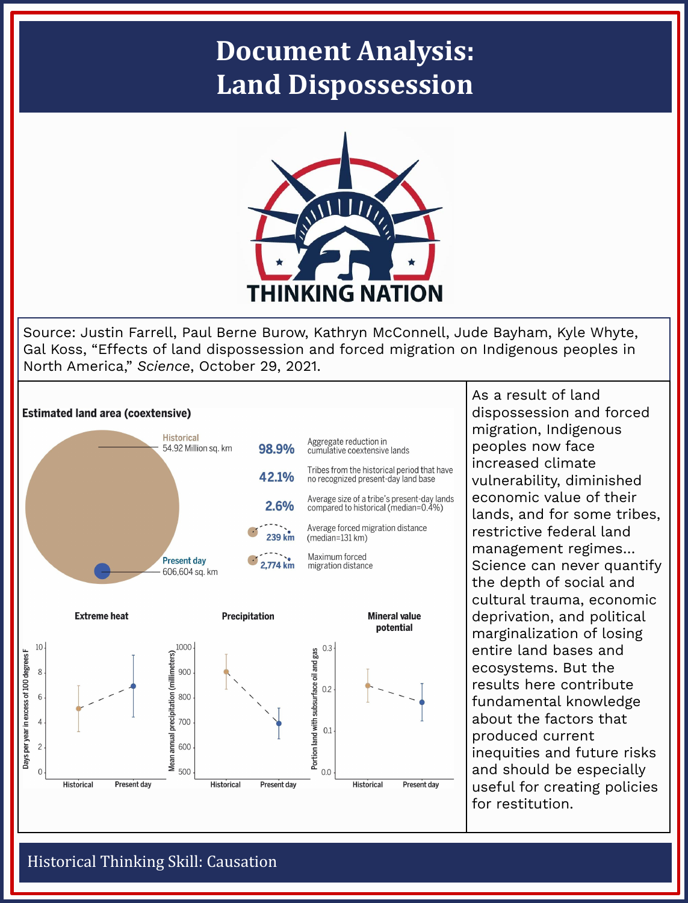# Document Analysis: Land Dispossession

THINKING NATION

Source: Justin Farrell, Paul Berne Burow, Kathryn McConnell, Jude Bayham, Kyle Whyte, Gal Koss, "Effects of land dispossession and forced migration on Indigenous peoples in North America," *Science*, October 29, 2021.

**Estimated land area (coextensive)**

Historical: 54.92 Million sq. km

Present day: 606,604 sq. km

| | |
|---|---|
| **98.9%** | Aggregate reduction in cumulative coextensive lands |
| **42.1%** | Tribes from the historical period that have no recognized present-day land base |
| **2.6%** | Average size of a tribe's present-day lands compared to historical (median=0.4%) |
| **239 km** | Average forced migration distance (median=131 km) |
| **2,774 km** | Maximum forced migration distance |

**Extreme heat** (Days per year in excess of 100 degrees F): Historical, Present day

**Precipitation** (Mean annual precipitation (millimeters)): Historical, Present day

**Mineral value potential** (Portion land with subsurface oil and gas): Historical, Present day

As a result of land dispossession and forced migration, Indigenous peoples now face increased climate vulnerability, diminished economic value of their lands, and for some tribes, restrictive federal land management regimes... Science can never quantify the depth of social and cultural trauma, economic deprivation, and political marginalization of losing entire land bases and ecosystems. But the results here contribute fundamental knowledge about the factors that produced current inequities and future risks and should be especially useful for creating policies for restitution.

Historical Thinking Skill: Causation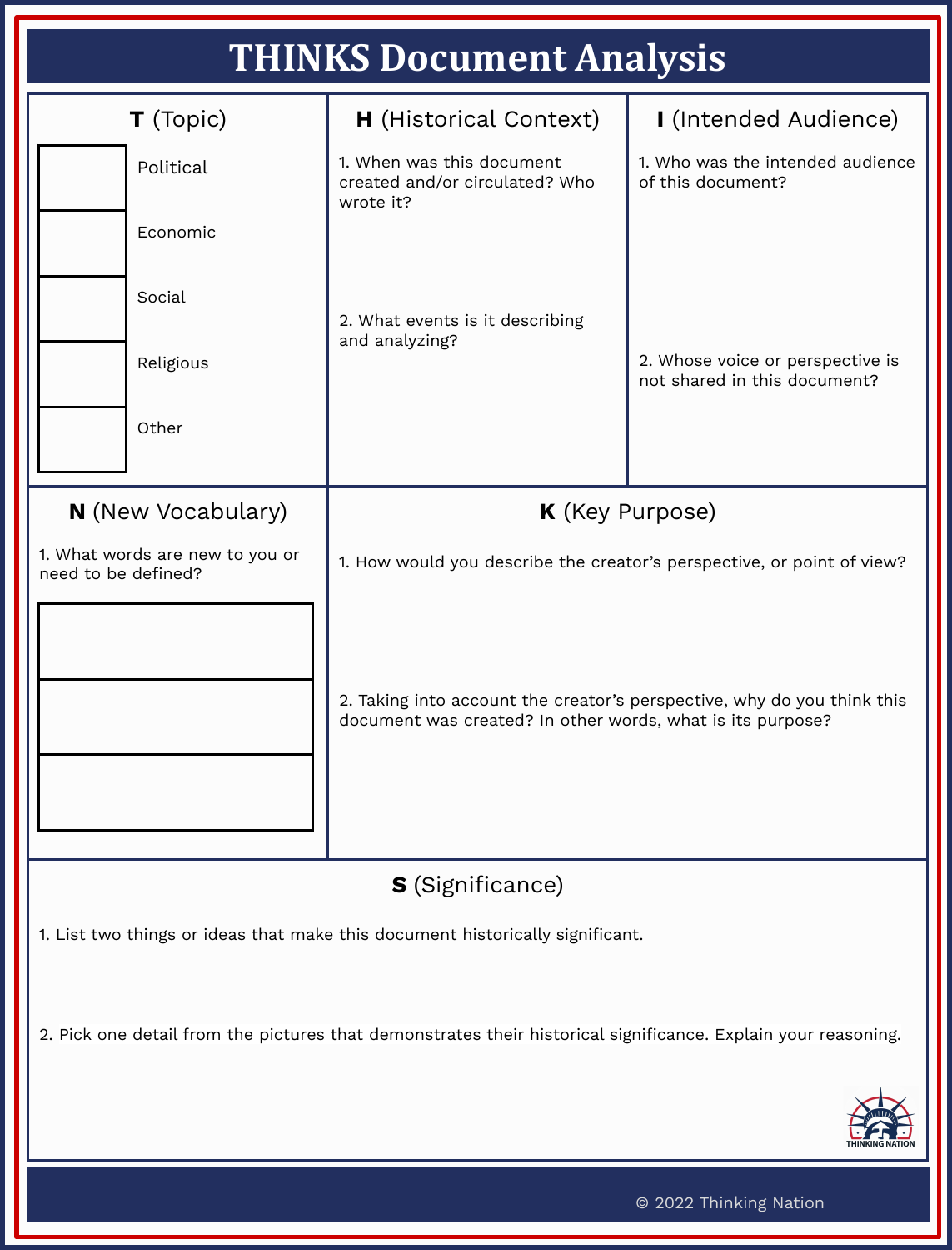# THINKS Document Analysis

## T (Topic)

- [ ] Political
- [ ] Economic
- [ ] Social
- [ ] Religious
- [ ] Other

## H (Historical Context)

1. When was this document created and/or circulated? Who wrote it?

2. What events is it describing and analyzing?

## I (Intended Audience)

1. Who was the intended audience of this document?

2. Whose voice or perspective is not shared in this document?

## N (New Vocabulary)

1. What words are new to you or need to be defined?

| |
|---|
| |
| |
| |

## K (Key Purpose)

1. How would you describe the creator's perspective, or point of view?

2. Taking into account the creator's perspective, why do you think this document was created? In other words, what is its purpose?

## S (Significance)

1. List two things or ideas that make this document historically significant.

2. Pick one detail from the pictures that demonstrates their historical significance. Explain your reasoning.

THINKING NATION

© 2022 Thinking Nation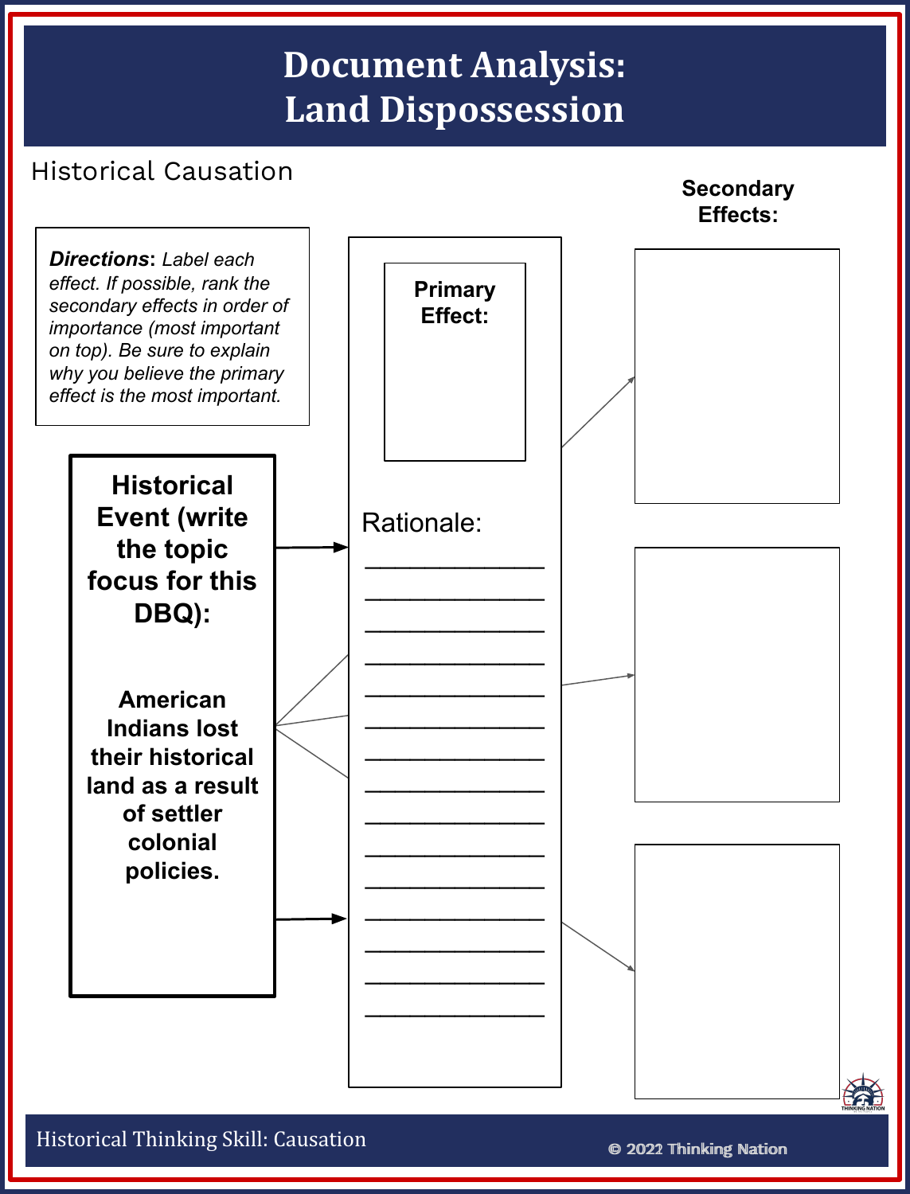# Document Analysis: Land Dispossession

Historical Causation

***Directions***: *Label each effect. If possible, rank the secondary effects in order of importance (most important on top). Be sure to explain why you believe the primary effect is the most important.*

**Historical Event (write the topic focus for this DBQ):**

**American Indians lost their historical land as a result of settler colonial policies.**

**Primary Effect:**

Rationale:

______________

______________

______________

______________

______________

______________

______________

______________

______________

______________

______________

______________

______________

______________

______________

**Secondary Effects:**

Historical Thinking Skill: Causation

© 2022 Thinking Nation